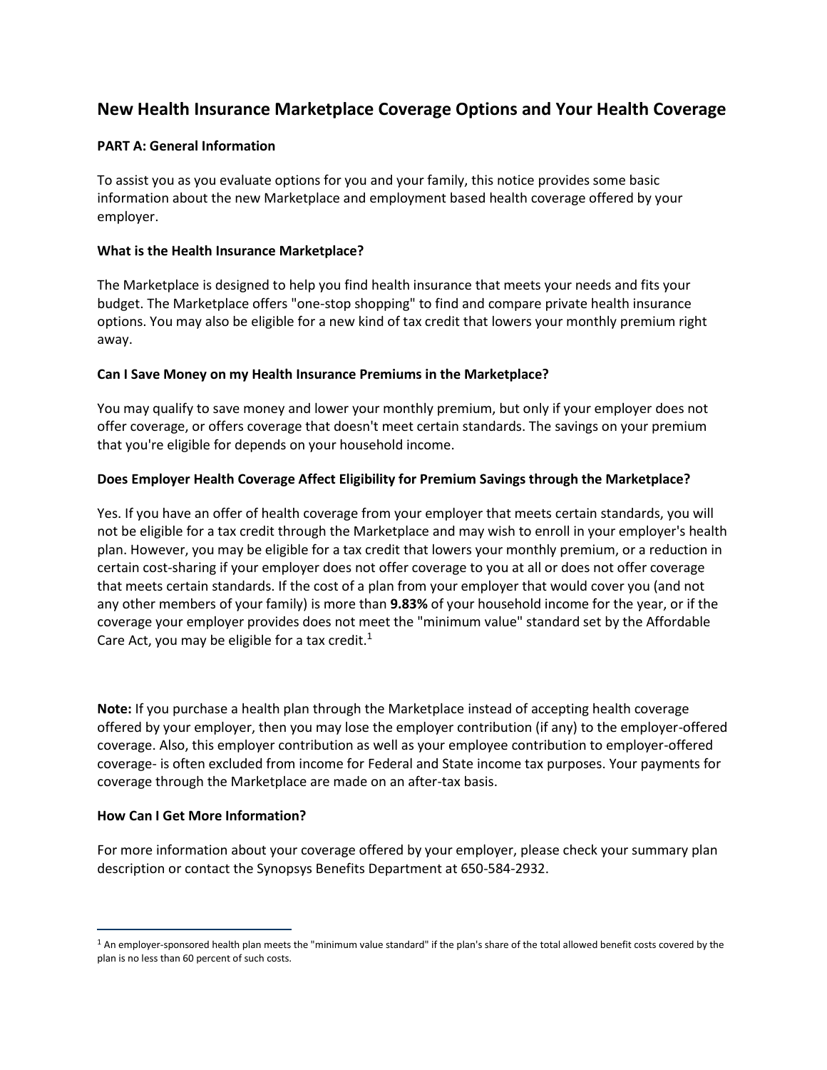# New Health Insurance Marketplace Coverage Options and Your Health Coverage

## PART A: General Information

To assist you as you evaluate options for you and your family, this notice provides some basic information about the new Marketplace and employment based health coverage offered by your employer.

### What is the Health Insurance Marketplace?

The Marketplace is designed to help you find health insurance that meets your needs and fits your budget. The Marketplace offers "one-stop shopping" to find and compare private health insurance options. You may also be eligible for a new kind of tax credit that lowers your monthly premium right away.

### Can I Save Money on my Health Insurance Premiums in the Marketplace?

You may qualify to save money and lower your monthly premium, but only if your employer does not offer coverage, or offers coverage that doesn't meet certain standards. The savings on your premium that you're eligible for depends on your household income.

### Does Employer Health Coverage Affect Eligibility for Premium Savings through the Marketplace?

Yes. If you have an offer of health coverage from your employer that meets certain standards, you will not be eligible for a tax credit through the Marketplace and may wish to enroll in your employer's health plan. However, you may be eligible for a tax credit that lowers your monthly premium, or a reduction in certain cost-sharing if your employer does not offer coverage to you at all or does not offer coverage that meets certain standards. If the cost of a plan from your employer that would cover you (and not any other members of your family) is more than **9.83%** of your household income for the year, or if the coverage your employer provides does not meet the "minimum value" standard set by the Affordable Care Act, you may be eligible for a tax credit.[1]

**Note:** If you purchase a health plan through the Marketplace instead of accepting health coverage offered by your employer, then you may lose the employer contribution (if any) to the employer-offered coverage. Also, this employer contribution as well as your employee contribution to employer-offered coverage- is often excluded from income for Federal and State income tax purposes. Your payments for coverage through the Marketplace are made on an after-tax basis.

### How Can I Get More Information?

For more information about your coverage offered by your employer, please check your summary plan description or contact the Synopsys Benefits Department at 650-584-2932.

---

[1] An employer-sponsored health plan meets the "minimum value standard" if the plan's share of the total allowed benefit costs covered by the plan is no less than 60 percent of such costs.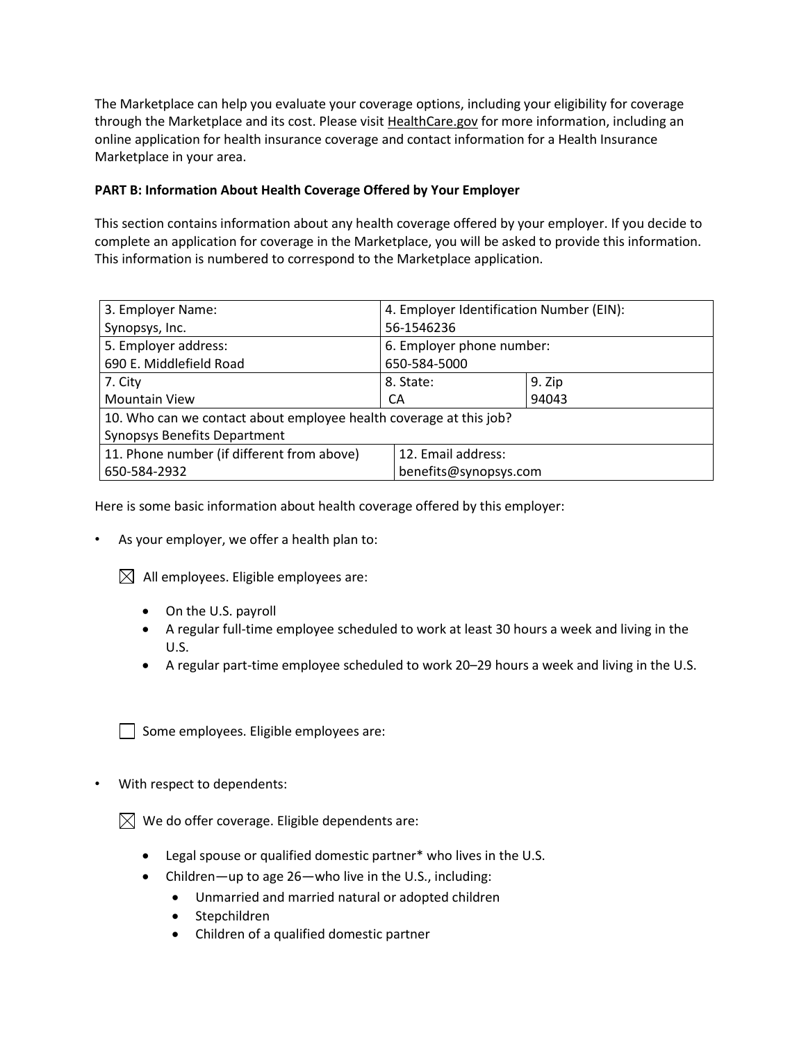The Marketplace can help you evaluate your coverage options, including your eligibility for coverage through the Marketplace and its cost. Please visit HealthCare.gov for more information, including an online application for health insurance coverage and contact information for a Health Insurance Marketplace in your area.

**PART B: Information About Health Coverage Offered by Your Employer**

This section contains information about any health coverage offered by your employer. If you decide to complete an application for coverage in the Marketplace, you will be asked to provide this information. This information is numbered to correspond to the Marketplace application.

| 3. Employer Name:<br>Synopsys, Inc. | 4. Employer Identification Number (EIN):<br>56-1546236 | |
|---|---|---|
| 5. Employer address:<br>690 E. Middlefield Road | 6. Employer phone number:<br>650-584-5000 | |
| 7. City<br>Mountain View | 8. State:<br>CA | 9. Zip<br>94043 |
| 10. Who can we contact about employee health coverage at this job?<br>Synopsys Benefits Department | | |
| 11. Phone number (if different from above)<br>650-584-2932 | 12. Email address:<br>benefits@synopsys.com | |

Here is some basic information about health coverage offered by this employer:

- As your employer, we offer a health plan to:

  ☒ All employees. Eligible employees are:

  - On the U.S. payroll
  - A regular full-time employee scheduled to work at least 30 hours a week and living in the U.S.
  - A regular part-time employee scheduled to work 20–29 hours a week and living in the U.S.

  ☐ Some employees. Eligible employees are:

- With respect to dependents:

  ☒ We do offer coverage. Eligible dependents are:

  - Legal spouse or qualified domestic partner* who lives in the U.S.
  - Children—up to age 26—who live in the U.S., including:
    - Unmarried and married natural or adopted children
    - Stepchildren
    - Children of a qualified domestic partner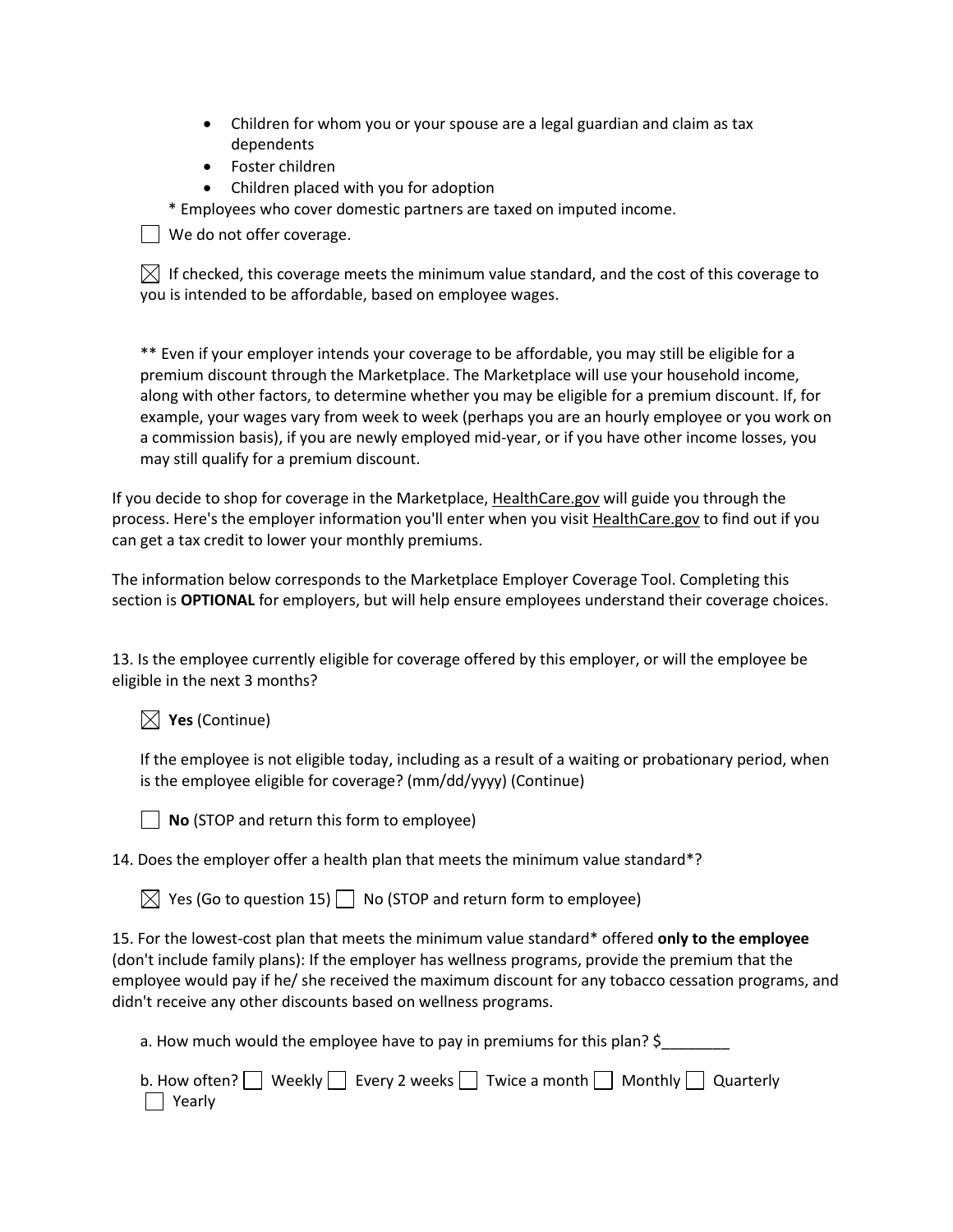- Children for whom you or your spouse are a legal guardian and claim as tax dependents
- Foster children
- Children placed with you for adoption

\* Employees who cover domestic partners are taxed on imputed income.

☐ We do not offer coverage.

☒ If checked, this coverage meets the minimum value standard, and the cost of this coverage to you is intended to be affordable, based on employee wages.

** Even if your employer intends your coverage to be affordable, you may still be eligible for a premium discount through the Marketplace. The Marketplace will use your household income, along with other factors, to determine whether you may be eligible for a premium discount. If, for example, your wages vary from week to week (perhaps you are an hourly employee or you work on a commission basis), if you are newly employed mid-year, or if you have other income losses, you may still qualify for a premium discount.

If you decide to shop for coverage in the Marketplace, HealthCare.gov will guide you through the process. Here's the employer information you'll enter when you visit HealthCare.gov to find out if you can get a tax credit to lower your monthly premiums.

The information below corresponds to the Marketplace Employer Coverage Tool. Completing this section is **OPTIONAL** for employers, but will help ensure employees understand their coverage choices.

13. Is the employee currently eligible for coverage offered by this employer, or will the employee be eligible in the next 3 months?

☒ **Yes** (Continue)

If the employee is not eligible today, including as a result of a waiting or probationary period, when is the employee eligible for coverage? (mm/dd/yyyy) (Continue)

☐ **No** (STOP and return this form to employee)

14. Does the employer offer a health plan that meets the minimum value standard*?

☒ Yes (Go to question 15) ☐ No (STOP and return form to employee)

15. For the lowest-cost plan that meets the minimum value standard* offered **only to the employee** (don't include family plans): If the employer has wellness programs, provide the premium that the employee would pay if he/ she received the maximum discount for any tobacco cessation programs, and didn't receive any other discounts based on wellness programs.

a. How much would the employee have to pay in premiums for this plan? $________

b. How often? ☐ Weekly ☐ Every 2 weeks ☐ Twice a month ☐ Monthly ☐ Quarterly ☐ Yearly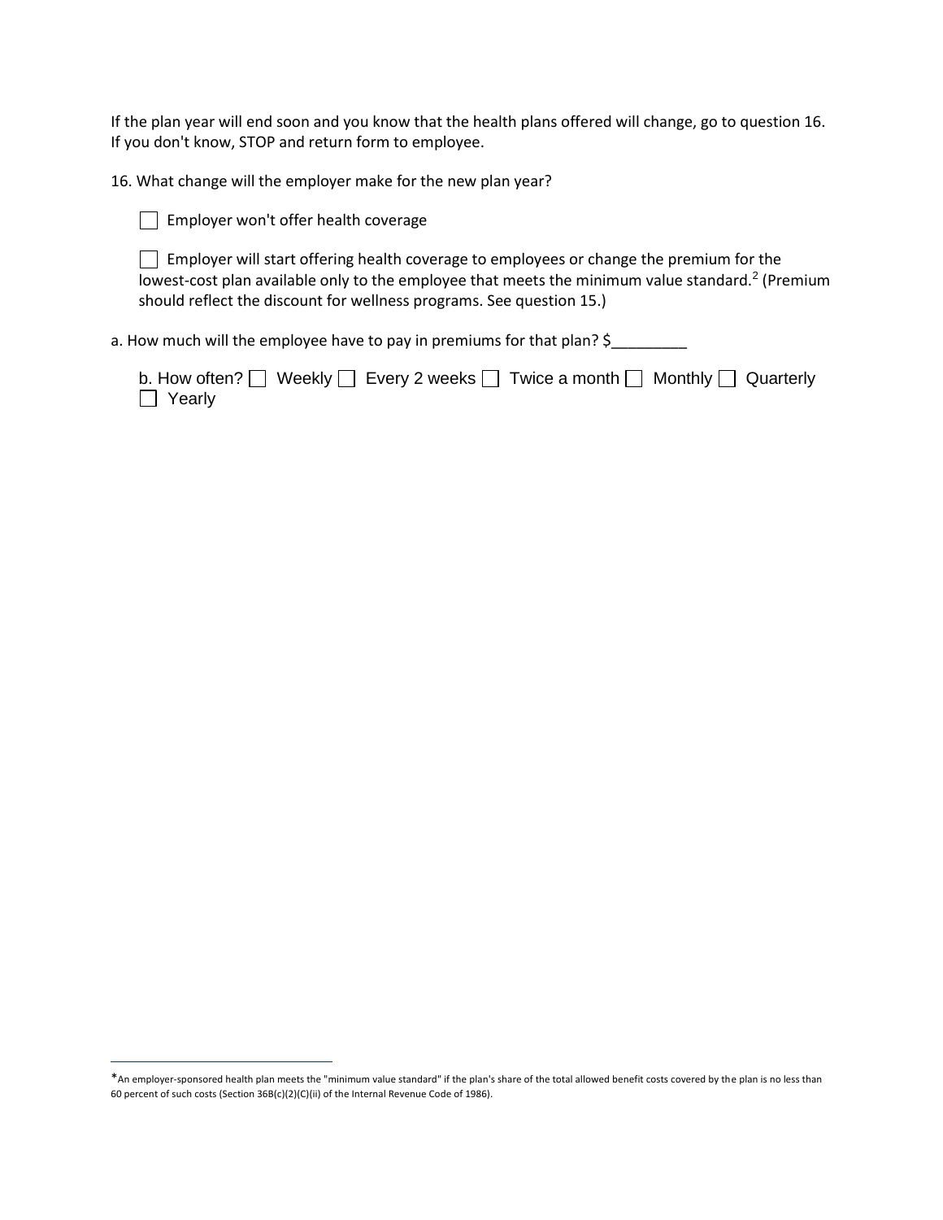If the plan year will end soon and you know that the health plans offered will change, go to question 16. If you don't know, STOP and return form to employee.

16. What change will the employer make for the new plan year?

☐ Employer won't offer health coverage

☐ Employer will start offering health coverage to employees or change the premium for the lowest-cost plan available only to the employee that meets the minimum value standard.[2] (Premium should reflect the discount for wellness programs. See question 15.)

a. How much will the employee have to pay in premiums for that plan? $_________

b. How often? ☐ Weekly ☐ Every 2 weeks ☐ Twice a month ☐ Monthly ☐ Quarterly ☐ Yearly

---

*An employer-sponsored health plan meets the "minimum value standard" if the plan's share of the total allowed benefit costs covered by the plan is no less than 60 percent of such costs (Section 36B(c)(2)(C)(ii) of the Internal Revenue Code of 1986).